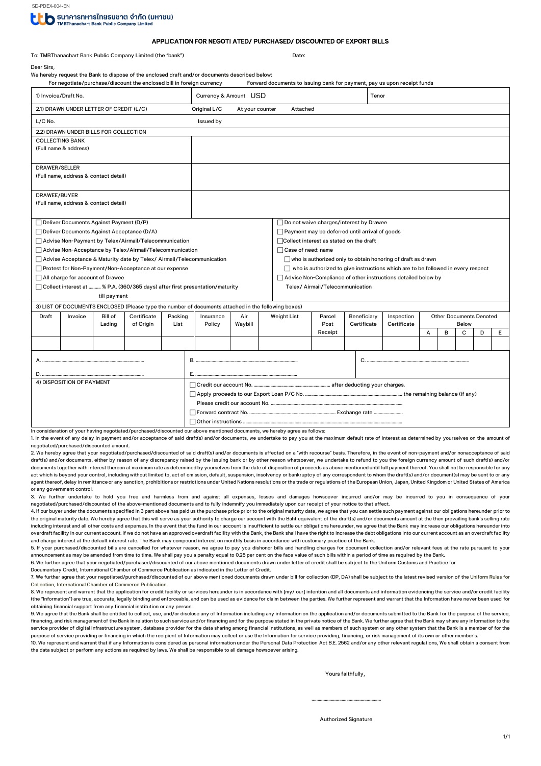SD-PDEX-004-EN

ธนาคารทหารไทยธนชาต จำกัด (มหาชน)
TMBThanachart Bank Public Company Limited

## APPLICATION FOR NEGOTI ATED/ PURCHASED/ DISCOUNTED OF EXPORT BILLS

To: TMBThanachart Bank Public Company Limited (the "bank") Date:

Dear Sirs,

We hereby request the Bank to dispose of the enclosed draft and/or documents described below:

For negotiate/purchase/discount the enclosed bill in foreign currency Forward documents to issuing bank for payment, pay us upon receipt funds

| | | | |
|---|---|---|---|
| 1) Invoice/Draft No. | Currency & Amount USD | | Tenor |
| 2.1) DRAWN UNDER LETTER OF CREDIT (L/C) | Original L/C | At your counter | Attached |
| L/C No. | Issued by | | |
| 2.2) DRAWN UNDER BILLS FOR COLLECTION | | | |
| COLLECTING BANK (Full name & address) | | | |
| DRAWER/SELLER (Full name, address & contact detail) | | | |
| DRAWEE/BUYER (Full name, address & contact detail) | | | |

| | |
|---|---|
| ☐ Deliver Documents Against Payment (D/P) | ☐ Do not waive charges/interest by Drawee |
| ☐ Deliver Documents Against Acceptance (D/A) | ☐ Payment may be deferred until arrival of goods |
| ☐ Advise Non-Payment by Telex/Airmail/Telecommunication | ☐ Collect interest as stated on the draft |
| ☐ Advise Non-Acceptance by Telex/Airmail/Telecommunication | ☐ Case of need: name |
| ☐ Advise Acceptance & Maturity date by Telex/ Airmail/Telecommunication | ☐ who is authorized only to obtain honoring of draft as drawn |
| ☐ Protest for Non-Payment/Non-Acceptance at our expense | ☐ who is authorized to give instructions which are to be followed in every respect |
| ☐ All charge for account of Drawee | ☐ Advise Non-Compliance of other instructions detailed below by |
| ☐ Collect interest at ......... % P.A. (360/365 days) after first presentation/maturity till payment | Telex/ Airmail/Telecommunication |

3) LIST OF DOCUMENTS ENCLOSED (Please type the number of documents attached in the following boxes)

| Draft | Invoice | Bill of Lading | Certificate of Origin | Packing List | Insurance Policy | Air Waybill | Weight List | Parcel Post Receipt | Beneficiary Certificate | Inspection Certificate | Other Documents Denoted Below | | | | |
|---|---|---|---|---|---|---|---|---|---|---|---|---|---|---|---|
| | | | | | | | | | | | A | B | C | D | E |
| | | | | | | | | | | | | | | | |

A. .................................................. B. .................................................. C. ..................................................

D. .................................................. E. ..................................................

4) DISPOSITION OF PAYMENT

☐ Credit our account No. .................................................. after deducting your charges.

☐ Apply proceeds to our Export Loan P/C No. .................................................. the remaining balance (if any)

Please credit our account No. ..................................................

☐ Forward contract No. .................................................. Exchange rate ....................

☐ Other instructions ..................................................

In consideration of your having negotiated/purchased/discounted our above mentioned documents, we hereby agree as follows:

1. In the event of any delay in payment and/or acceptance of said draft(s) and/or documents, we undertake to pay you at the maximum default rate of interest as determined by yourselves on the amount of negotiated/purchased/discounted amount.

2. We hereby agree that your negotiated/purchased/discounted of said draft(s) and/or documents is affected on a "with recourse" basis. Therefore, in the event of non-payment and/or nonacceptance of said draft(s) and/or documents, either by reason of any discrepancy raised by the issuing bank or by other reason whatsoever, we undertake to refund to you the foreign currency amount of such draft(s) and/or documents together with interest thereon at maximum rate as determined by yourselves from the date of disposition of proceeds as above mentioned until full payment thereof. You shall not be responsible for any act which is beyond your control, including without limited to, act of omission, default, suspension, insolvency or bankruptcy of any correspondent to whom the draft(s) and/or document(s) may be sent to or any agent thereof, delay in remittance or any sanction, prohibitions or restrictions under United Nations resolutions or the trade or regulations of the European Union, Japan, United Kingdom or United States of America or any government control.

3. We further undertake to hold you free and harmless from and against all expenses, losses and damages howsoever incurred and/or may be incurred to you in consequence of your negotiated/purchased/discounted of the above-mentioned documents and to fully indemnify you immediately upon our receipt of your notice to that effect.

4. If our buyer under the documents specified in 3 part above has paid us the purchase price prior to the original maturity date, we agree that you can settle such payment against our obligations hereunder prior to the original maturity date. We hereby agree that this will serve as your authority to charge our account with the Baht equivalent of the draft(s) and/or documents amount at the then prevailing bank's selling rate including interest and all other costs and expenses. In the event that the fund in our account is insufficient to settle our obligations hereunder, we agree that the Bank may increase our obligations hereunder into overdraft facility in our current account. If we do not have an approved overdraft facility with the Bank, the Bank shall have the right to increase the debt obligations into our current account as an overdraft facility and charge interest at the default interest rate. The Bank may compound interest on monthly basis in accordance with customary practice of the Bank.

5. If your purchased/discounted bills are cancelled for whatever reason, we agree to pay you dishonor bills and handling charges for document collection and/or relevant fees at the rate pursuant to your announcement as may be amended from time to time. We shall pay you a penalty equal to 0.25 per cent on the face value of such bills within a period of time as required by the Bank.

6. We further agree that your negotiated/purchased/discounted of our above mentioned documents drawn under letter of credit shall be subject to the Uniform Customs and Practice for Documentary Credit, International Chamber of Commerce Publication as indicated in the Letter of Credit.

7. We further agree that your negotiated/purchased/discounted of our above mentioned documents drawn under bill for collection (DP, DA) shall be subject to the latest revised version of the Uniform Rules for Collection, International Chamber of Commerce Publication.

8. We represent and warrant that the application for credit facility or services hereunder is in accordance with [my/ our] intention and all documents and information evidencing the service and/or credit facility (the "Information") are true, accurate, legally binding and enforceable, and can be used as evidence for claim between the parties. We further represent and warrant that the Information have never been used for obtaining financial support from any financial institution or any person.

9. We agree that the Bank shall be entitled to collect, use, and/or disclose any of Information including any information on the application and/or documents submitted to the Bank for the purpose of the service, financing, and risk management of the Bank in relation to such service and/or financing and for the purpose stated in the private notice of the Bank. We further agree that the Bank may share any information to the service provider of digital infrastructure system, database provider for the data sharing among financial institutions, as well as members of such system or any other system that the Bank is a member of for the purpose of service providing or financing in which the recipient of Information may collect or use the Information for service providing, financing, or risk management of its own or other member's.

10. We represent and warrant that if any Information is considered as personal information under the Personal Data Protection Act B.E. 2562 and/or any other relevant regulations, We shall obtain a consent from the data subject or perform any actions as required by laws. We shall be responsible to all damage howsoever arising.

Yours faithfully,

..................................................

Authorized Signature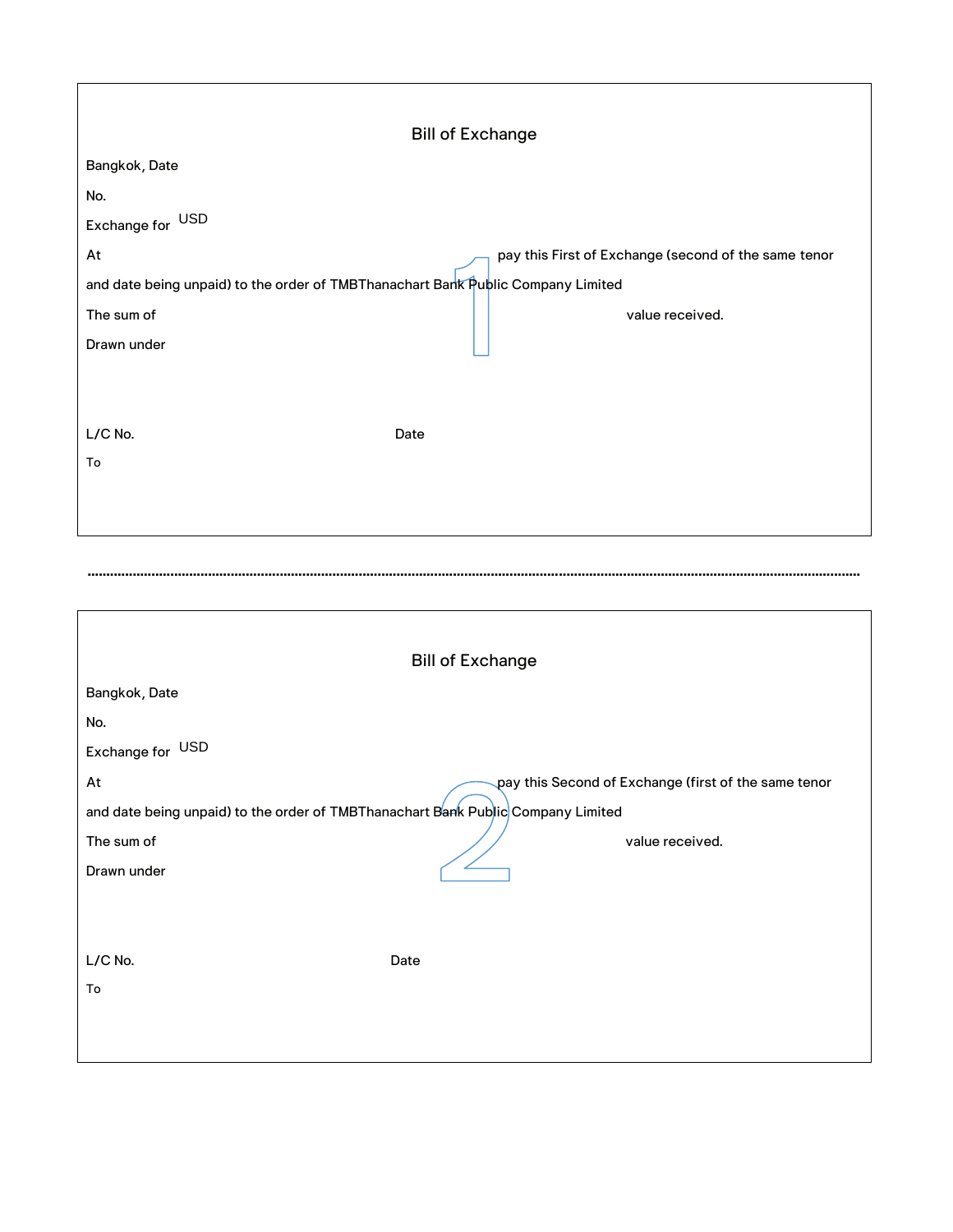## Bill of Exchange

Bangkok, Date

No.

Exchange for USD

At pay this First of Exchange (second of the same tenor and date being unpaid) to the order of TMBThanachart Bank Public Company Limited

The sum of value received.

Drawn under

L/C No. Date

To

1

---

## Bill of Exchange

Bangkok, Date

No.

Exchange for USD

At pay this Second of Exchange (first of the same tenor and date being unpaid) to the order of TMBThanachart Bank Public Company Limited

The sum of value received.

Drawn under

L/C No. Date

To

2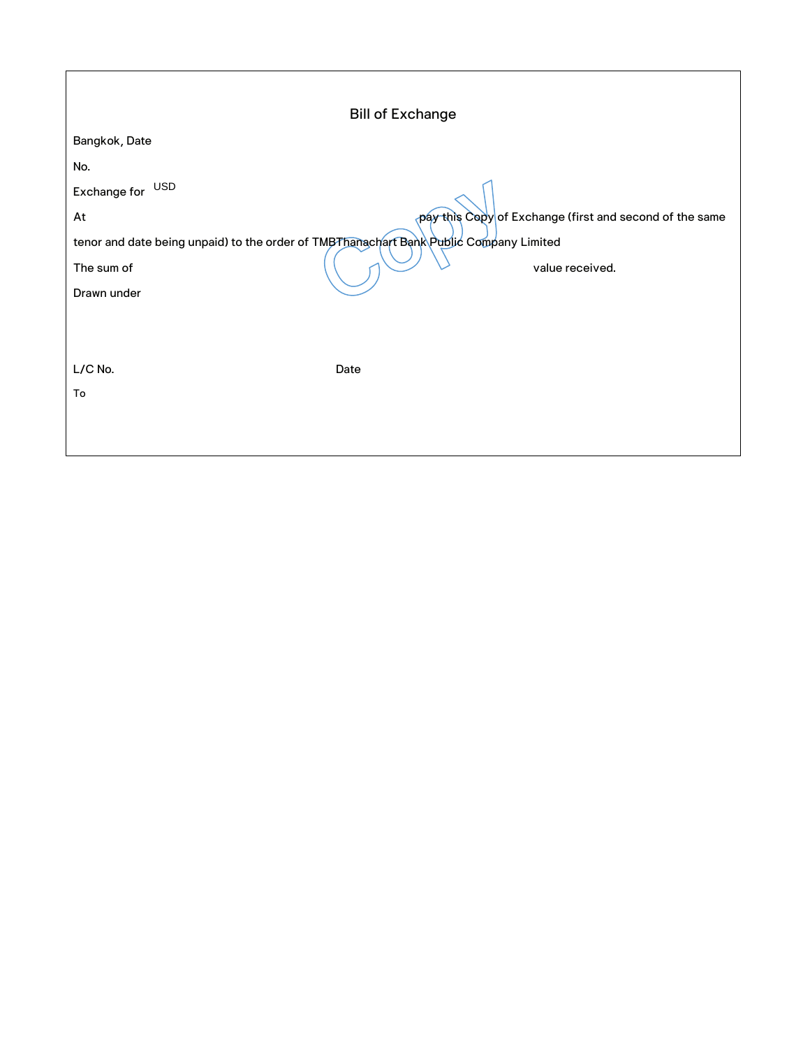# Bill of Exchange

Bangkok, Date

No.

Exchange for USD

At pay this Copy of Exchange (first and second of the same tenor and date being unpaid) to the order of TMBThanachart Bank Public Company Limited

The sum of value received.

Drawn under

L/C No. Date

To

Copy